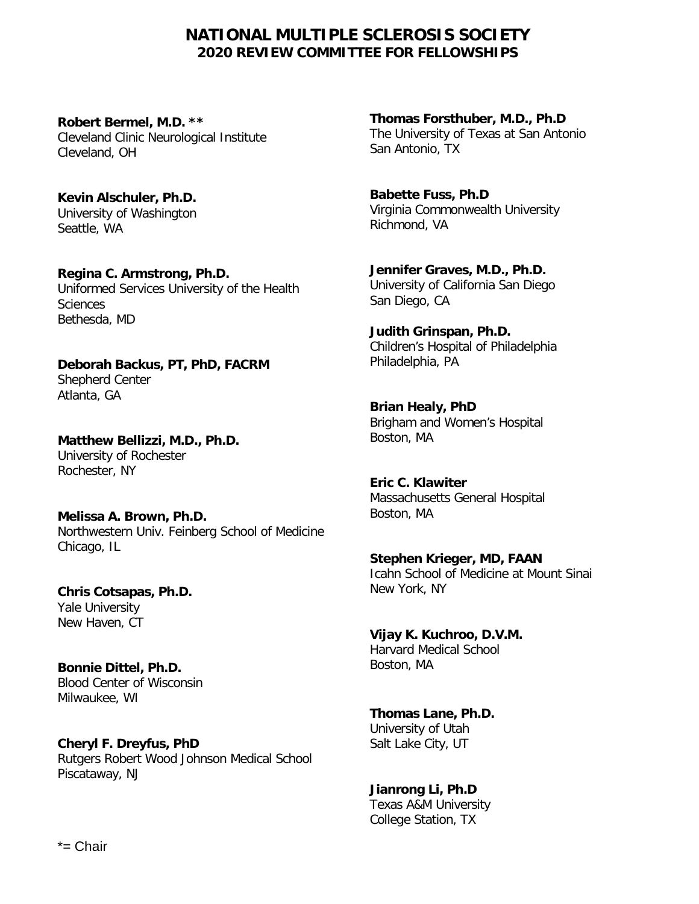# NATIONAL MULTIPLE SCLEROSIS SOCIETY
## 2020 REVIEW COMMITTEE FOR FELLOWSHIPS

**Robert Bermel, M.D. ****
Cleveland Clinic Neurological Institute
Cleveland, OH

**Kevin Alschuler, Ph.D.**
University of Washington
Seattle, WA

**Regina C. Armstrong, Ph.D.**
Uniformed Services University of the Health Sciences
Bethesda, MD

**Deborah Backus, PT, PhD, FACRM**
Shepherd Center
Atlanta, GA

**Matthew Bellizzi, M.D., Ph.D.**
University of Rochester
Rochester, NY

**Melissa A. Brown, Ph.D.**
Northwestern Univ. Feinberg School of Medicine
Chicago, IL

**Chris Cotsapas, Ph.D.**
Yale University
New Haven, CT

**Bonnie Dittel, Ph.D.**
Blood Center of Wisconsin
Milwaukee, WI

**Cheryl F. Dreyfus, PhD**
Rutgers Robert Wood Johnson Medical School
Piscataway, NJ

**Thomas Forsthuber, M.D., Ph.D**
The University of Texas at San Antonio
San Antonio, TX

**Babette Fuss, Ph.D**
Virginia Commonwealth University
Richmond, VA

**Jennifer Graves, M.D., Ph.D.**
University of California San Diego
San Diego, CA

**Judith Grinspan, Ph.D.**
Children's Hospital of Philadelphia
Philadelphia, PA

**Brian Healy, PhD**
Brigham and Women's Hospital
Boston, MA

**Eric C. Klawiter**
Massachusetts General Hospital
Boston, MA

**Stephen Krieger, MD, FAAN**
Icahn School of Medicine at Mount Sinai
New York, NY

**Vijay K. Kuchroo, D.V.M.**
Harvard Medical School
Boston, MA

**Thomas Lane, Ph.D.**
University of Utah
Salt Lake City, UT

**Jianrong Li, Ph.D**
Texas A&M University
College Station, TX

*= Chair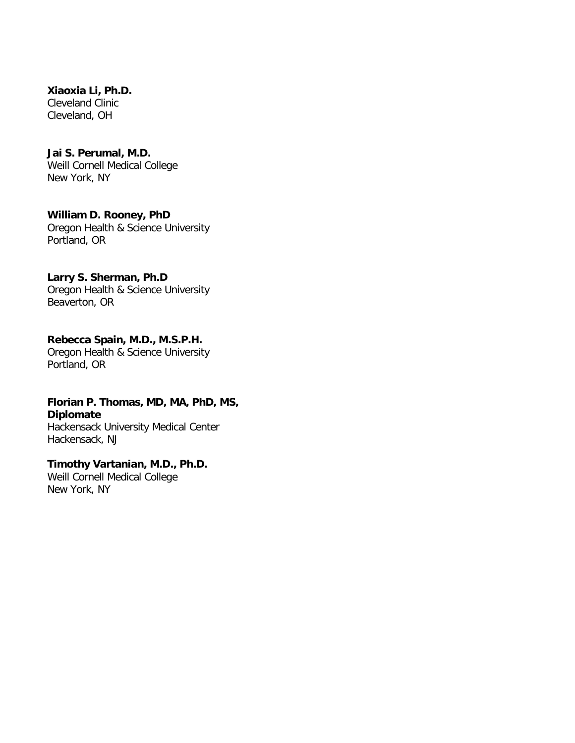**Xiaoxia Li, Ph.D.**
Cleveland Clinic
Cleveland, OH

**Jai S. Perumal, M.D.**
Weill Cornell Medical College
New York, NY

**William D. Rooney, PhD**
Oregon Health & Science University
Portland, OR

**Larry S. Sherman, Ph.D**
Oregon Health & Science University
Beaverton, OR

**Rebecca Spain, M.D., M.S.P.H.**
Oregon Health & Science University
Portland, OR

**Florian P. Thomas, MD, MA, PhD, MS, Diplomate**
Hackensack University Medical Center
Hackensack, NJ

**Timothy Vartanian, M.D., Ph.D.**
Weill Cornell Medical College
New York, NY